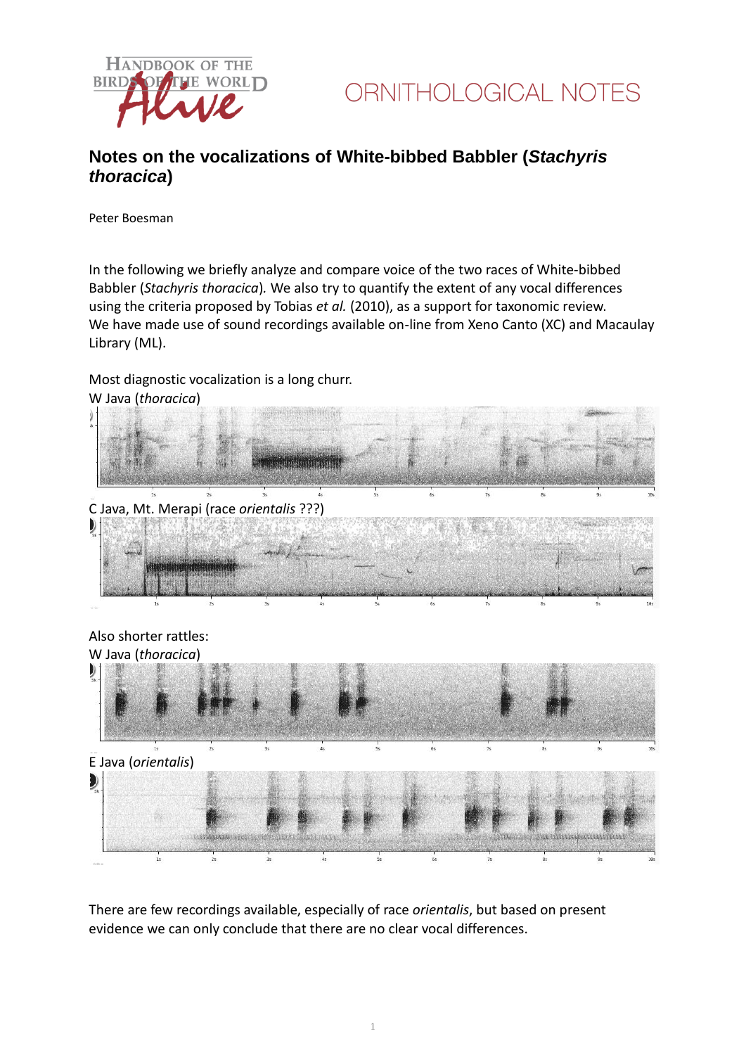ORNITHOLOGICAL NOTES

# Notes on the vocalizations of White-bibbed Babbler (*Stachyris thoracica*)

Peter Boesman

In the following we briefly analyze and compare voice of the two races of White-bibbed Babbler (*Stachyris thoracica*). We also try to quantify the extent of any vocal differences using the criteria proposed by Tobias *et al.* (2010), as a support for taxonomic review.
We have made use of sound recordings available on-line from Xeno Canto (XC) and Macaulay Library (ML).

Most diagnostic vocalization is a long churr.

W Java (*thoracica*)

C Java, Mt. Merapi (race *orientalis* ???)

Also shorter rattles:

W Java (*thoracica*)

E Java (*orientalis*)

There are few recordings available, especially of race *orientalis*, but based on present evidence we can only conclude that there are no clear vocal differences.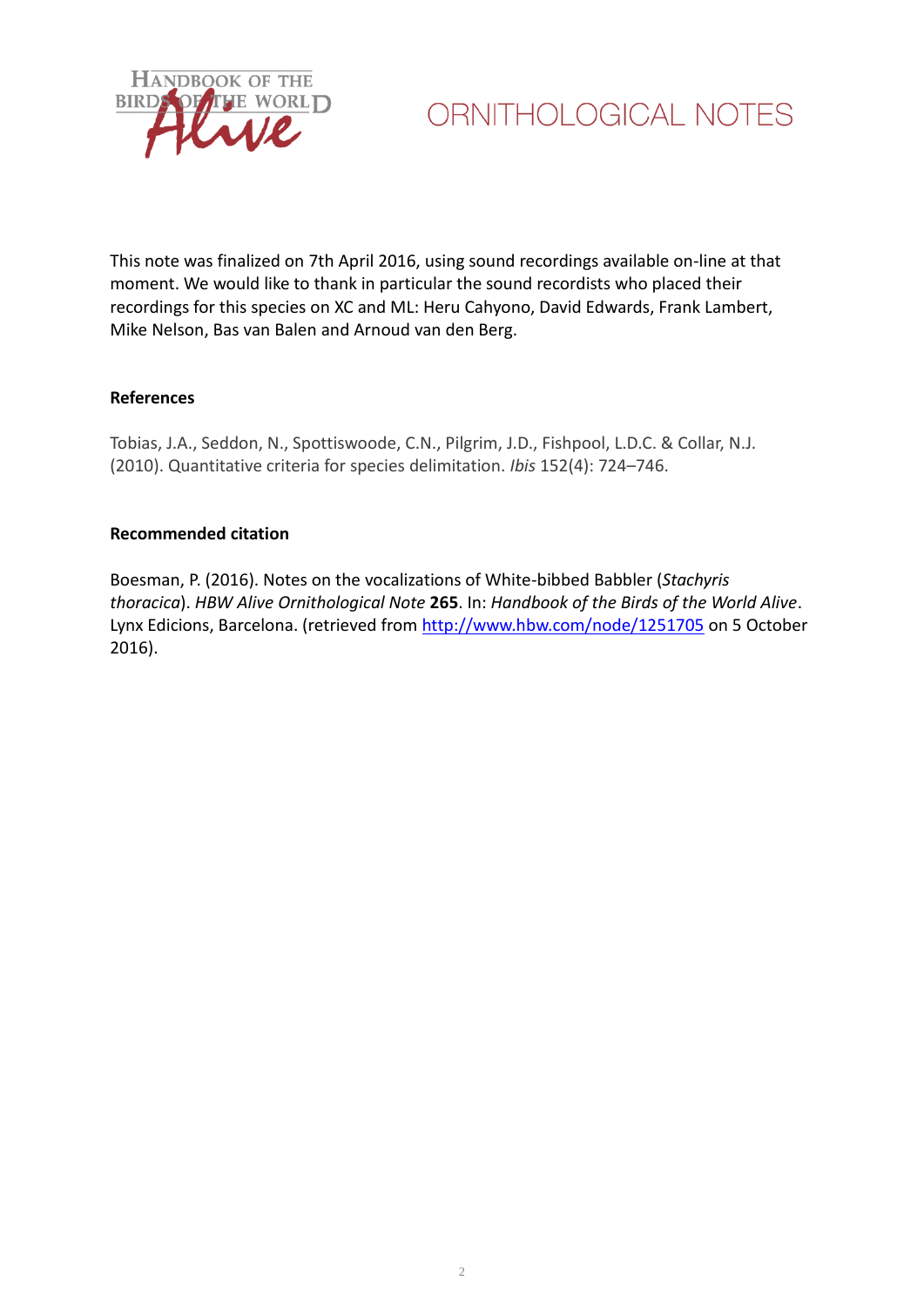This note was finalized on 7th April 2016, using sound recordings available on-line at that moment. We would like to thank in particular the sound recordists who placed their recordings for this species on XC and ML: Heru Cahyono, David Edwards, Frank Lambert, Mike Nelson, Bas van Balen and Arnoud van den Berg.

**References**

Tobias, J.A., Seddon, N., Spottiswoode, C.N., Pilgrim, J.D., Fishpool, L.D.C. & Collar, N.J. (2010). Quantitative criteria for species delimitation. *Ibis* 152(4): 724–746.

**Recommended citation**

Boesman, P. (2016). Notes on the vocalizations of White-bibbed Babbler (*Stachyris thoracica*). *HBW Alive Ornithological Note* **265**. In: *Handbook of the Birds of the World Alive*. Lynx Edicions, Barcelona. (retrieved from http://www.hbw.com/node/1251705 on 5 October 2016).